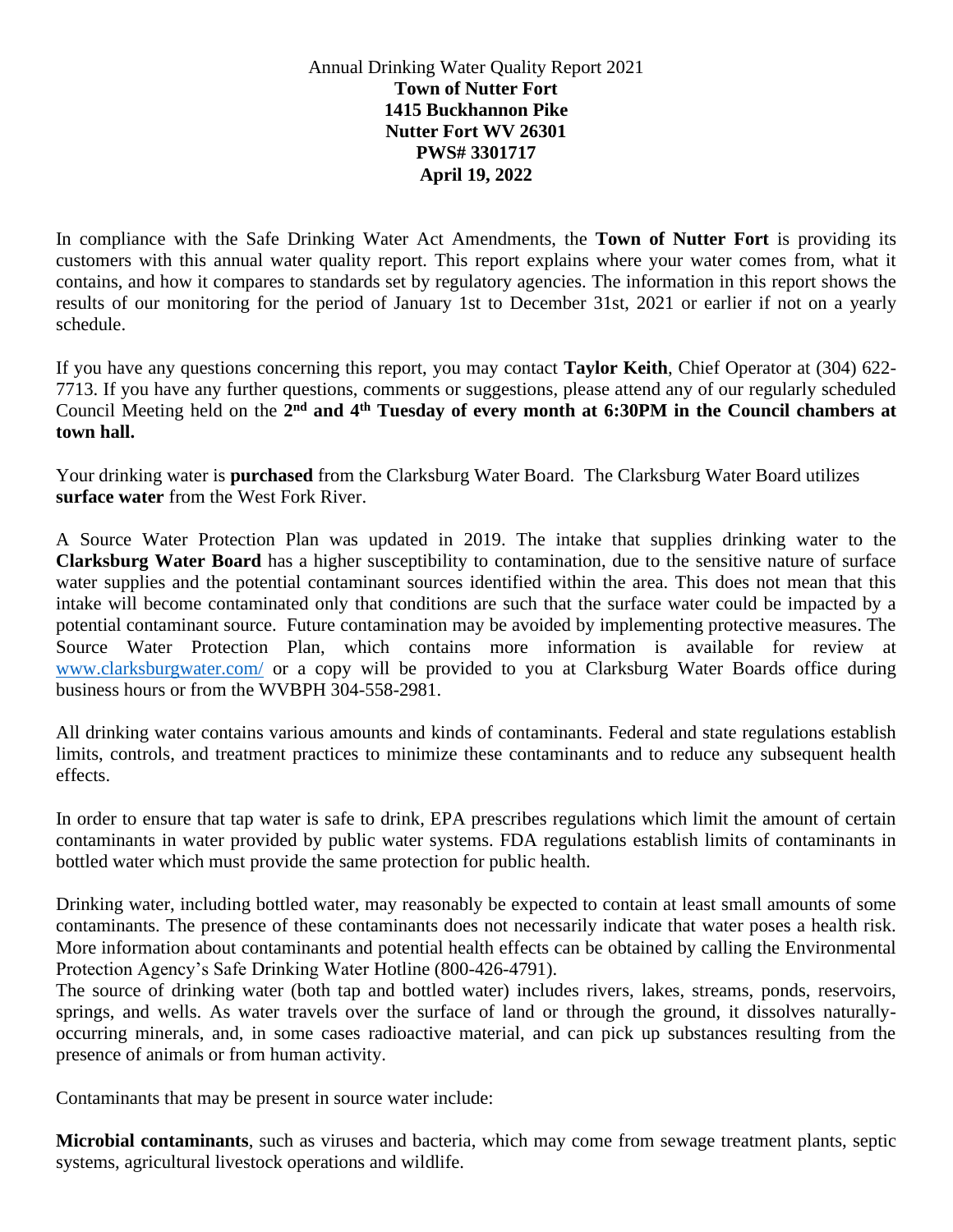Annual Drinking Water Quality Report 2021

**Town of Nutter Fort**
**1415 Buckhannon Pike**
**Nutter Fort WV 26301**
**PWS# 3301717**
**April 19, 2022**

In compliance with the Safe Drinking Water Act Amendments, the **Town of Nutter Fort** is providing its customers with this annual water quality report. This report explains where your water comes from, what it contains, and how it compares to standards set by regulatory agencies. The information in this report shows the results of our monitoring for the period of January 1st to December 31st, 2021 or earlier if not on a yearly schedule.

If you have any questions concerning this report, you may contact **Taylor Keith**, Chief Operator at (304) 622-7713. If you have any further questions, comments or suggestions, please attend any of our regularly scheduled Council Meeting held on the **2nd and 4th Tuesday of every month at 6:30PM in the Council chambers at town hall.**

Your drinking water is **purchased** from the Clarksburg Water Board. The Clarksburg Water Board utilizes **surface water** from the West Fork River.

A Source Water Protection Plan was updated in 2019. The intake that supplies drinking water to the **Clarksburg Water Board** has a higher susceptibility to contamination, due to the sensitive nature of surface water supplies and the potential contaminant sources identified within the area. This does not mean that this intake will become contaminated only that conditions are such that the surface water could be impacted by a potential contaminant source. Future contamination may be avoided by implementing protective measures. The Source Water Protection Plan, which contains more information is available for review at www.clarksburgwater.com/ or a copy will be provided to you at Clarksburg Water Boards office during business hours or from the WVBPH 304-558-2981.

All drinking water contains various amounts and kinds of contaminants. Federal and state regulations establish limits, controls, and treatment practices to minimize these contaminants and to reduce any subsequent health effects.

In order to ensure that tap water is safe to drink, EPA prescribes regulations which limit the amount of certain contaminants in water provided by public water systems. FDA regulations establish limits of contaminants in bottled water which must provide the same protection for public health.

Drinking water, including bottled water, may reasonably be expected to contain at least small amounts of some contaminants. The presence of these contaminants does not necessarily indicate that water poses a health risk. More information about contaminants and potential health effects can be obtained by calling the Environmental Protection Agency's Safe Drinking Water Hotline (800-426-4791).

The source of drinking water (both tap and bottled water) includes rivers, lakes, streams, ponds, reservoirs, springs, and wells. As water travels over the surface of land or through the ground, it dissolves naturally-occurring minerals, and, in some cases radioactive material, and can pick up substances resulting from the presence of animals or from human activity.

Contaminants that may be present in source water include:

**Microbial contaminants**, such as viruses and bacteria, which may come from sewage treatment plants, septic systems, agricultural livestock operations and wildlife.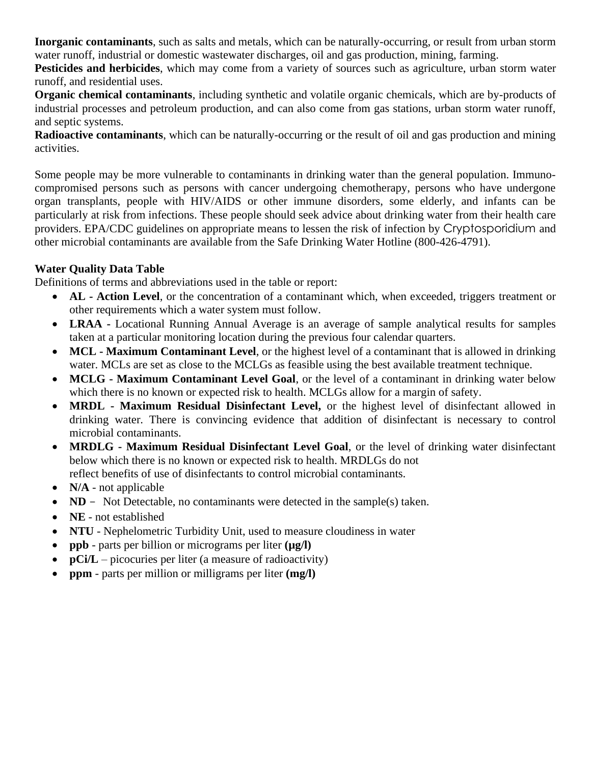**Inorganic contaminants**, such as salts and metals, which can be naturally-occurring, or result from urban storm water runoff, industrial or domestic wastewater discharges, oil and gas production, mining, farming.
**Pesticides and herbicides**, which may come from a variety of sources such as agriculture, urban storm water runoff, and residential uses.
**Organic chemical contaminants**, including synthetic and volatile organic chemicals, which are by-products of industrial processes and petroleum production, and can also come from gas stations, urban storm water runoff, and septic systems.
**Radioactive contaminants**, which can be naturally-occurring or the result of oil and gas production and mining activities.

Some people may be more vulnerable to contaminants in drinking water than the general population. Immuno-compromised persons such as persons with cancer undergoing chemotherapy, persons who have undergone organ transplants, people with HIV/AIDS or other immune disorders, some elderly, and infants can be particularly at risk from infections. These people should seek advice about drinking water from their health care providers. EPA/CDC guidelines on appropriate means to lessen the risk of infection by Cryptosporidium and other microbial contaminants are available from the Safe Drinking Water Hotline (800-426-4791).

**Water Quality Data Table**
Definitions of terms and abbreviations used in the table or report:

- **AL - Action Level**, or the concentration of a contaminant which, when exceeded, triggers treatment or other requirements which a water system must follow.
- **LRAA -** Locational Running Annual Average is an average of sample analytical results for samples taken at a particular monitoring location during the previous four calendar quarters.
- **MCL - Maximum Contaminant Level**, or the highest level of a contaminant that is allowed in drinking water. MCLs are set as close to the MCLGs as feasible using the best available treatment technique.
- **MCLG - Maximum Contaminant Level Goal**, or the level of a contaminant in drinking water below which there is no known or expected risk to health. MCLGs allow for a margin of safety.
- **MRDL - Maximum Residual Disinfectant Level,** or the highest level of disinfectant allowed in drinking water. There is convincing evidence that addition of disinfectant is necessary to control microbial contaminants.
- **MRDLG - Maximum Residual Disinfectant Level Goal**, or the level of drinking water disinfectant below which there is no known or expected risk to health. MRDLGs do not reflect benefits of use of disinfectants to control microbial contaminants.
- **N/A** - not applicable
- **ND** – Not Detectable, no contaminants were detected in the sample(s) taken.
- **NE** - not established
- **NTU** - Nephelometric Turbidity Unit, used to measure cloudiness in water
- **ppb** - parts per billion or micrograms per liter **(µg/l)**
- **pCi/L** – picocuries per liter (a measure of radioactivity)
- **ppm** - parts per million or milligrams per liter **(mg/l)**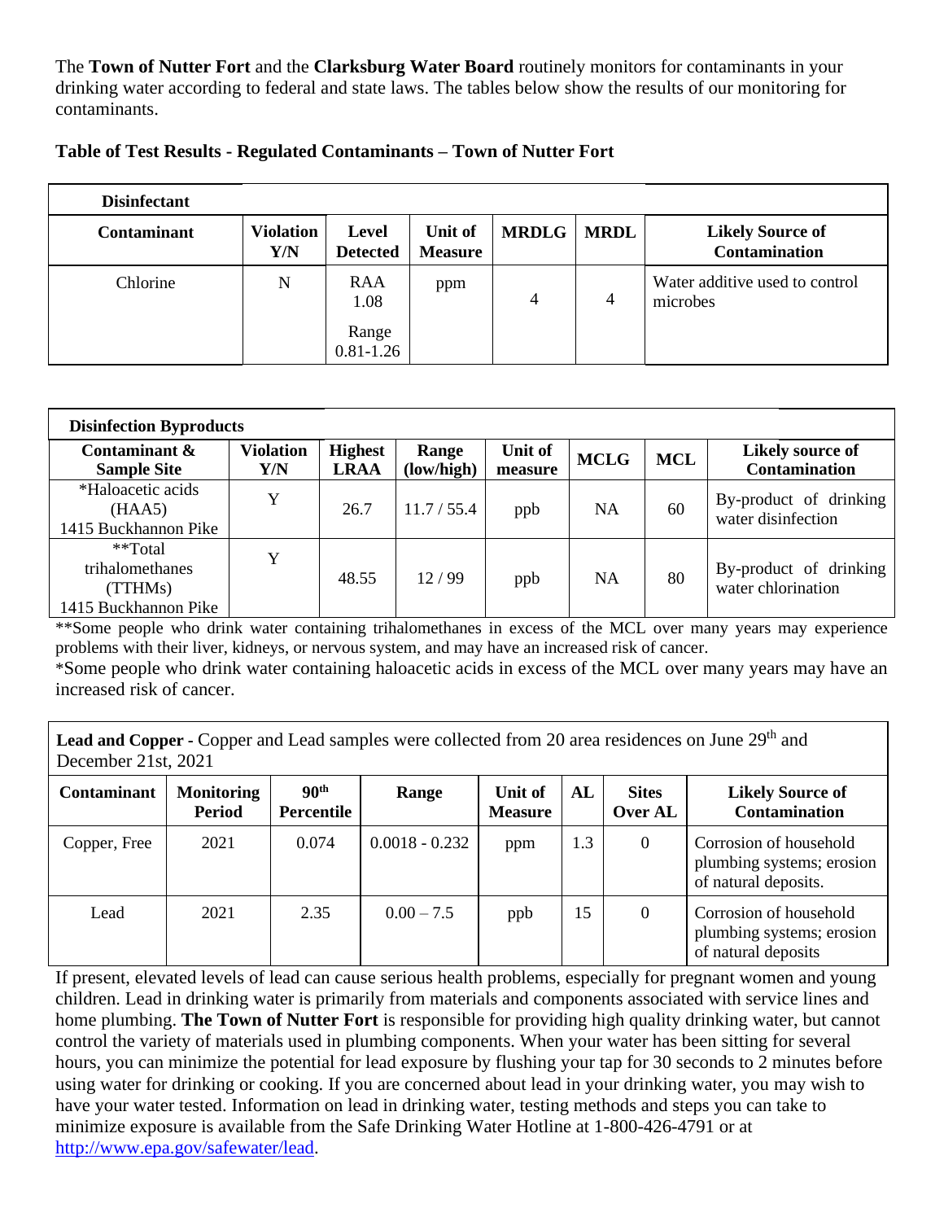The **Town of Nutter Fort** and the **Clarksburg Water Board** routinely monitors for contaminants in your drinking water according to federal and state laws. The tables below show the results of our monitoring for contaminants.

**Table of Test Results - Regulated Contaminants – Town of Nutter Fort**

| **Disinfectant** | | | | | | |
|---|---|---|---|---|---|---|
| **Contaminant** | **Violation Y/N** | **Level Detected** | **Unit of Measure** | **MRDLG** | **MRDL** | **Likely Source of Contamination** |
| Chlorine | N | RAA 1.08<br>Range 0.81-1.26 | ppm | 4 | 4 | Water additive used to control microbes |

| **Disinfection Byproducts** | | | | | | | |
|---|---|---|---|---|---|---|---|
| **Contaminant & Sample Site** | **Violation Y/N** | **Highest LRAA** | **Range (low/high)** | **Unit of measure** | **MCLG** | **MCL** | **Likely source of Contamination** |
| *Haloacetic acids (HAA5) 1415 Buckhannon Pike | Y | 26.7 | 11.7 / 55.4 | ppb | NA | 60 | By-product of drinking water disinfection |
| **Total trihalomethanes (TTHMs) 1415 Buckhannon Pike | Y | 48.55 | 12 / 99 | ppb | NA | 80 | By-product of drinking water chlorination |

**Some people who drink water containing trihalomethanes in excess of the MCL over many years may experience problems with their liver, kidneys, or nervous system, and may have an increased risk of cancer.

*Some people who drink water containing haloacetic acids in excess of the MCL over many years may have an increased risk of cancer.

| **Lead and Copper** - Copper and Lead samples were collected from 20 area residences on June 29th and December 21st, 2021 | | | | | | | |
|---|---|---|---|---|---|---|---|
| **Contaminant** | **Monitoring Period** | **90th Percentile** | **Range** | **Unit of Measure** | **AL** | **Sites Over AL** | **Likely Source of Contamination** |
| Copper, Free | 2021 | 0.074 | 0.0018 - 0.232 | ppm | 1.3 | 0 | Corrosion of household plumbing systems; erosion of natural deposits. |
| Lead | 2021 | 2.35 | 0.00 – 7.5 | ppb | 15 | 0 | Corrosion of household plumbing systems; erosion of natural deposits |

If present, elevated levels of lead can cause serious health problems, especially for pregnant women and young children. Lead in drinking water is primarily from materials and components associated with service lines and home plumbing. **The Town of Nutter Fort** is responsible for providing high quality drinking water, but cannot control the variety of materials used in plumbing components. When your water has been sitting for several hours, you can minimize the potential for lead exposure by flushing your tap for 30 seconds to 2 minutes before using water for drinking or cooking. If you are concerned about lead in your drinking water, you may wish to have your water tested. Information on lead in drinking water, testing methods and steps you can take to minimize exposure is available from the Safe Drinking Water Hotline at 1-800-426-4791 or at http://www.epa.gov/safewater/lead.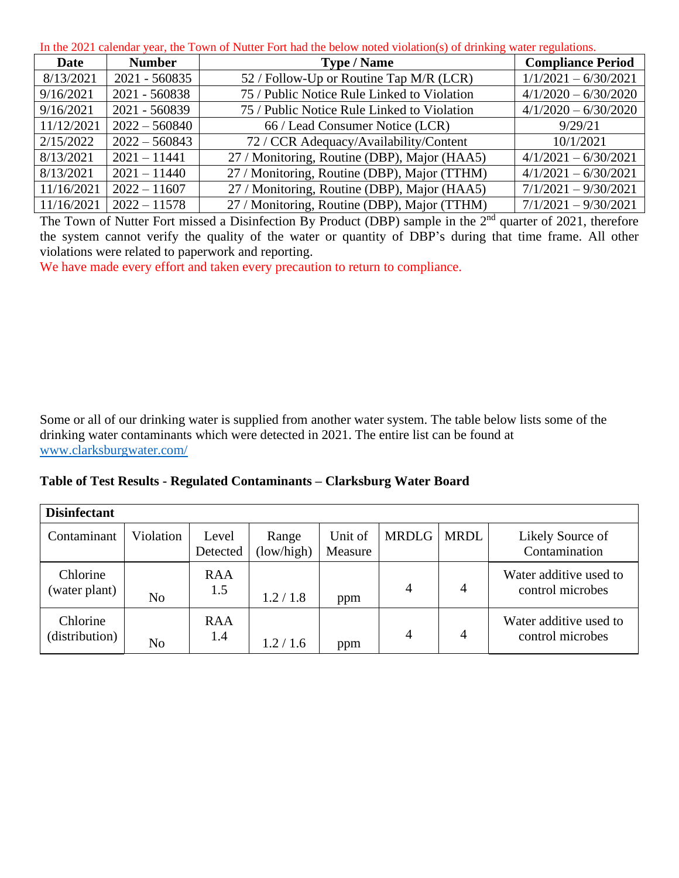In the 2021 calendar year, the Town of Nutter Fort had the below noted violation(s) of drinking water regulations.

| Date | Number | Type / Name | Compliance Period |
|---|---|---|---|
| 8/13/2021 | 2021 - 560835 | 52 / Follow-Up or Routine Tap M/R (LCR) | 1/1/2021 – 6/30/2021 |
| 9/16/2021 | 2021 - 560838 | 75 / Public Notice Rule Linked to Violation | 4/1/2020 – 6/30/2020 |
| 9/16/2021 | 2021 - 560839 | 75 / Public Notice Rule Linked to Violation | 4/1/2020 – 6/30/2020 |
| 11/12/2021 | 2022 – 560840 | 66 / Lead Consumer Notice (LCR) | 9/29/21 |
| 2/15/2022 | 2022 – 560843 | 72 / CCR Adequacy/Availability/Content | 10/1/2021 |
| 8/13/2021 | 2021 – 11441 | 27 / Monitoring, Routine (DBP), Major (HAA5) | 4/1/2021 – 6/30/2021 |
| 8/13/2021 | 2021 – 11440 | 27 / Monitoring, Routine (DBP), Major (TTHM) | 4/1/2021 – 6/30/2021 |
| 11/16/2021 | 2022 – 11607 | 27 / Monitoring, Routine (DBP), Major (HAA5) | 7/1/2021 – 9/30/2021 |
| 11/16/2021 | 2022 – 11578 | 27 / Monitoring, Routine (DBP), Major (TTHM) | 7/1/2021 – 9/30/2021 |

The Town of Nutter Fort missed a Disinfection By Product (DBP) sample in the 2nd quarter of 2021, therefore the system cannot verify the quality of the water or quantity of DBP's during that time frame. All other violations were related to paperwork and reporting.

We have made every effort and taken every precaution to return to compliance.

Some or all of our drinking water is supplied from another water system. The table below lists some of the drinking water contaminants which were detected in 2021. The entire list can be found at www.clarksburgwater.com/

**Table of Test Results - Regulated Contaminants – Clarksburg Water Board**

| **Disinfectant** | | | | | | | |
|---|---|---|---|---|---|---|---|
| Contaminant | Violation | Level Detected | Range (low/high) | Unit of Measure | MRDLG | MRDL | Likely Source of Contamination |
| Chlorine (water plant) | No | RAA 1.5 | 1.2 / 1.8 | ppm | 4 | 4 | Water additive used to control microbes |
| Chlorine (distribution) | No | RAA 1.4 | 1.2 / 1.6 | ppm | 4 | 4 | Water additive used to control microbes |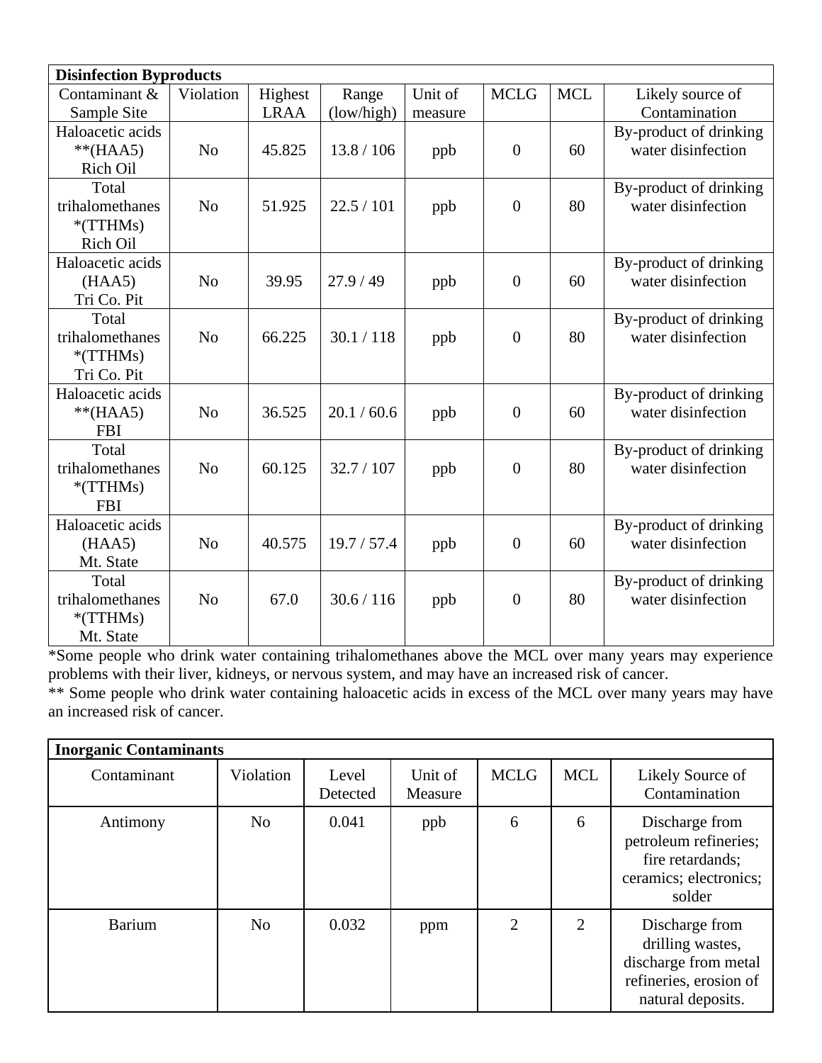| **Disinfection Byproducts** | | | | | | | |
|---|---|---|---|---|---|---|---|
| Contaminant & Sample Site | Violation | Highest LRAA | Range (low/high) | Unit of measure | MCLG | MCL | Likely source of Contamination |
| Haloacetic acids **(HAA5) Rich Oil | No | 45.825 | 13.8 / 106 | ppb | 0 | 60 | By-product of drinking water disinfection |
| Total trihalomethanes *(TTHMs) Rich Oil | No | 51.925 | 22.5 / 101 | ppb | 0 | 80 | By-product of drinking water disinfection |
| Haloacetic acids (HAA5) Tri Co. Pit | No | 39.95 | 27.9 / 49 | ppb | 0 | 60 | By-product of drinking water disinfection |
| Total trihalomethanes *(TTHMs) Tri Co. Pit | No | 66.225 | 30.1 / 118 | ppb | 0 | 80 | By-product of drinking water disinfection |
| Haloacetic acids **(HAA5) FBI | No | 36.525 | 20.1 / 60.6 | ppb | 0 | 60 | By-product of drinking water disinfection |
| Total trihalomethanes *(TTHMs) FBI | No | 60.125 | 32.7 / 107 | ppb | 0 | 80 | By-product of drinking water disinfection |
| Haloacetic acids (HAA5) Mt. State | No | 40.575 | 19.7 / 57.4 | ppb | 0 | 60 | By-product of drinking water disinfection |
| Total trihalomethanes *(TTHMs) Mt. State | No | 67.0 | 30.6 / 116 | ppb | 0 | 80 | By-product of drinking water disinfection |

*Some people who drink water containing trihalomethanes above the MCL over many years may experience problems with their liver, kidneys, or nervous system, and may have an increased risk of cancer.

** Some people who drink water containing haloacetic acids in excess of the MCL over many years may have an increased risk of cancer.

| **Inorganic Contaminants** | | | | | | |
|---|---|---|---|---|---|---|
| Contaminant | Violation | Level Detected | Unit of Measure | MCLG | MCL | Likely Source of Contamination |
| Antimony | No | 0.041 | ppb | 6 | 6 | Discharge from petroleum refineries; fire retardands; ceramics; electronics; solder |
| Barium | No | 0.032 | ppm | 2 | 2 | Discharge from drilling wastes, discharge from metal refineries, erosion of natural deposits. |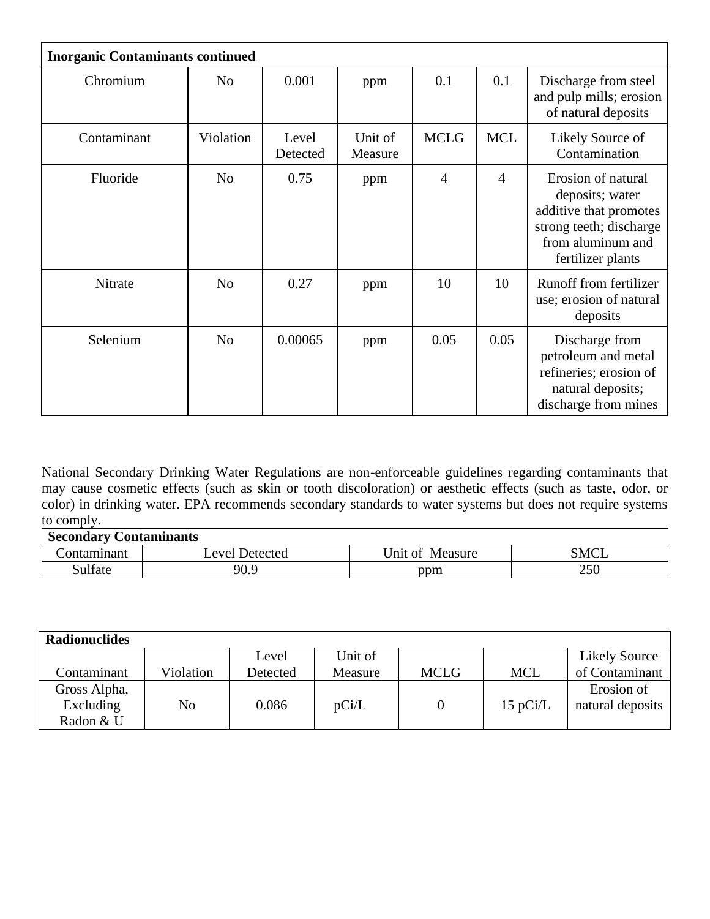| Inorganic Contaminants continued | | | | | | |
|---|---|---|---|---|---|---|
| Chromium | No | 0.001 | ppm | 0.1 | 0.1 | Discharge from steel and pulp mills; erosion of natural deposits |
| Contaminant | Violation | Level Detected | Unit of Measure | MCLG | MCL | Likely Source of Contamination |
| Fluoride | No | 0.75 | ppm | 4 | 4 | Erosion of natural deposits; water additive that promotes strong teeth; discharge from aluminum and fertilizer plants |
| Nitrate | No | 0.27 | ppm | 10 | 10 | Runoff from fertilizer use; erosion of natural deposits |
| Selenium | No | 0.00065 | ppm | 0.05 | 0.05 | Discharge from petroleum and metal refineries; erosion of natural deposits; discharge from mines |

National Secondary Drinking Water Regulations are non-enforceable guidelines regarding contaminants that may cause cosmetic effects (such as skin or tooth discoloration) or aesthetic effects (such as taste, odor, or color) in drinking water. EPA recommends secondary standards to water systems but does not require systems to comply.

| Secondary Contaminants | | | |
|---|---|---|---|
| Contaminant | Level Detected | Unit of Measure | SMCL |
| Sulfate | 90.9 | ppm | 250 |

| Radionuclides | | | | | | |
|---|---|---|---|---|---|---|
| Contaminant | Violation | Level Detected | Unit of Measure | MCLG | MCL | Likely Source of Contaminant |
| Gross Alpha, Excluding Radon & U | No | 0.086 | pCi/L | 0 | 15 pCi/L | Erosion of natural deposits |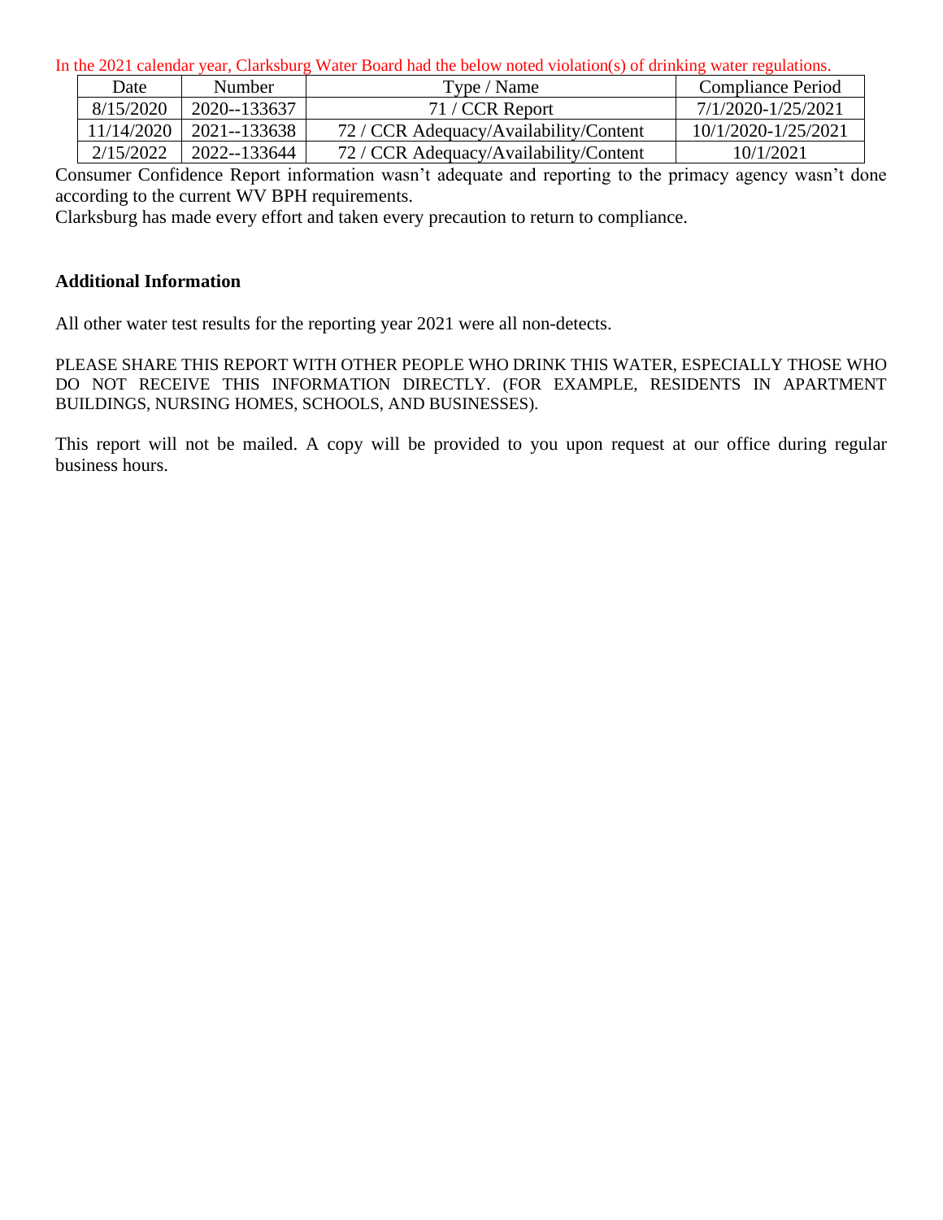In the 2021 calendar year, Clarksburg Water Board had the below noted violation(s) of drinking water regulations.

| Date | Number | Type / Name | Compliance Period |
| --- | --- | --- | --- |
| 8/15/2020 | 2020--133637 | 71 / CCR Report | 7/1/2020-1/25/2021 |
| 11/14/2020 | 2021--133638 | 72 / CCR Adequacy/Availability/Content | 10/1/2020-1/25/2021 |
| 2/15/2022 | 2022--133644 | 72 / CCR Adequacy/Availability/Content | 10/1/2021 |

Consumer Confidence Report information wasn't adequate and reporting to the primacy agency wasn't done according to the current WV BPH requirements.
Clarksburg has made every effort and taken every precaution to return to compliance.

**Additional Information**

All other water test results for the reporting year 2021 were all non-detects.

PLEASE SHARE THIS REPORT WITH OTHER PEOPLE WHO DRINK THIS WATER, ESPECIALLY THOSE WHO DO NOT RECEIVE THIS INFORMATION DIRECTLY. (FOR EXAMPLE, RESIDENTS IN APARTMENT BUILDINGS, NURSING HOMES, SCHOOLS, AND BUSINESSES).

This report will not be mailed. A copy will be provided to you upon request at our office during regular business hours.